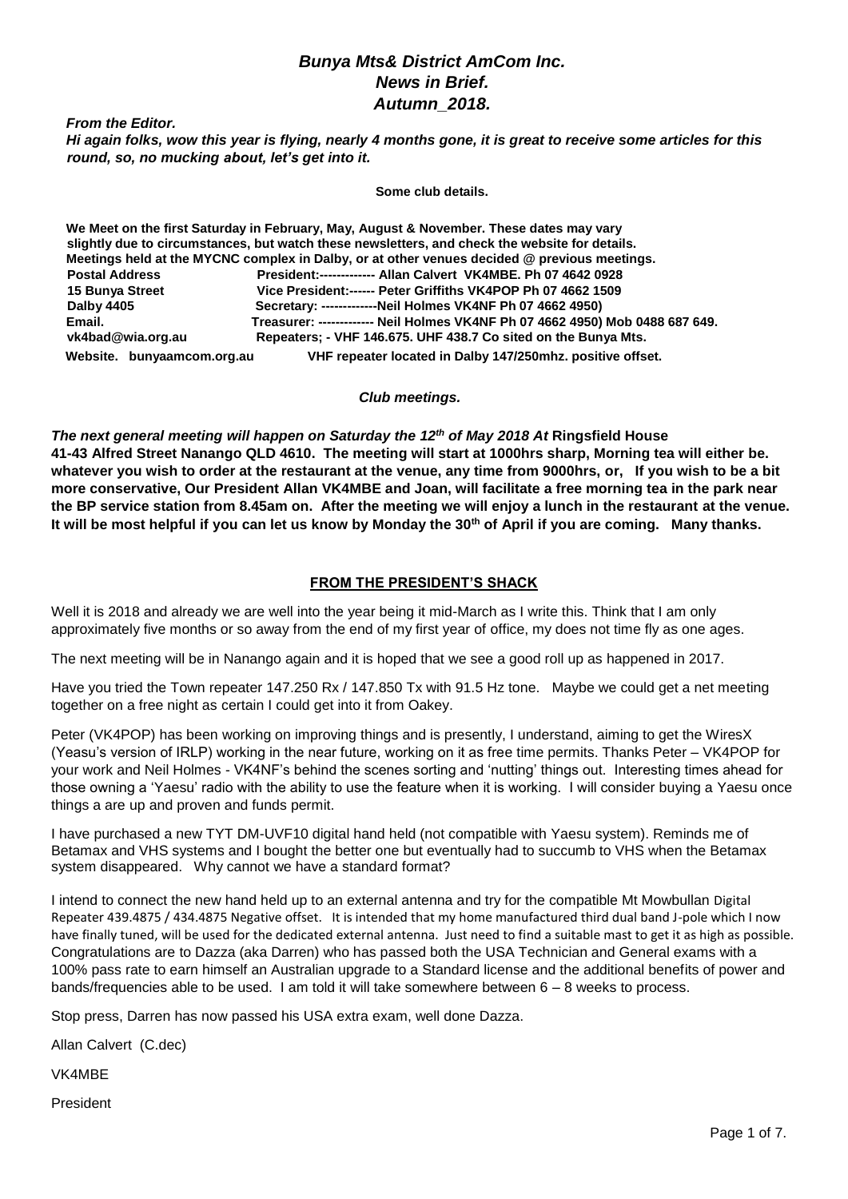# *Bunya Mts& District AmCom Inc.*
# *News in Brief.*
# *Autumn_2018.*

***From the Editor.***

***Hi again folks, wow this year is flying, nearly 4 months gone, it is great to receive some articles for this round, so, no mucking about, let's get into it.***

**Some club details.**

**We Meet on the first Saturday in February, May, August & November. These dates may vary slightly due to circumstances, but watch these newsletters, and check the website for details. Meetings held at the MYCNC complex in Dalby, or at other venues decided @ previous meetings.**

| | |
|---|---|
| **Postal Address** | **President:------------- Allan Calvert VK4MBE. Ph 07 4642 0928** |
| **15 Bunya Street** | **Vice President:------ Peter Griffiths VK4POP Ph 07 4662 1509** |
| **Dalby 4405** | **Secretary: -------------Neil Holmes VK4NF Ph 07 4662 4950)** |
| **Email.** | **Treasurer: ------------- Neil Holmes VK4NF Ph 07 4662 4950) Mob 0488 687 649.** |
| **vk4bad@wia.org.au** | **Repeaters; - VHF 146.675. UHF 438.7 Co sited on the Bunya Mts.** |
| **Website. bunyaamcom.org.au** | **VHF repeater located in Dalby 147/250mhz. positive offset.** |

***Club meetings.***

***The next general meeting will happen on Saturday the 12th of May 2018 At*** **Ringsfield House 41-43 Alfred Street Nanango QLD 4610. The meeting will start at 1000hrs sharp, Morning tea will either be. whatever you wish to order at the restaurant at the venue, any time from 9000hrs, or, If you wish to be a bit more conservative, Our President Allan VK4MBE and Joan, will facilitate a free morning tea in the park near the BP service station from 8.45am on. After the meeting we will enjoy a lunch in the restaurant at the venue. It will be most helpful if you can let us know by Monday the 30th of April if you are coming. Many thanks.**

## FROM THE PRESIDENT'S SHACK

Well it is 2018 and already we are well into the year being it mid-March as I write this. Think that I am only approximately five months or so away from the end of my first year of office, my does not time fly as one ages.

The next meeting will be in Nanango again and it is hoped that we see a good roll up as happened in 2017.

Have you tried the Town repeater 147.250 Rx / 147.850 Tx with 91.5 Hz tone. Maybe we could get a net meeting together on a free night as certain I could get into it from Oakey.

Peter (VK4POP) has been working on improving things and is presently, I understand, aiming to get the WiresX (Yeasu's version of IRLP) working in the near future, working on it as free time permits. Thanks Peter – VK4POP for your work and Neil Holmes - VK4NF's behind the scenes sorting and 'nutting' things out. Interesting times ahead for those owning a 'Yaesu' radio with the ability to use the feature when it is working. I will consider buying a Yaesu once things a are up and proven and funds permit.

I have purchased a new TYT DM-UVF10 digital hand held (not compatible with Yaesu system). Reminds me of Betamax and VHS systems and I bought the better one but eventually had to succumb to VHS when the Betamax system disappeared. Why cannot we have a standard format?

I intend to connect the new hand held up to an external antenna and try for the compatible Mt Mowbullan Digital Repeater 439.4875 / 434.4875 Negative offset. It is intended that my home manufactured third dual band J-pole which I now have finally tuned, will be used for the dedicated external antenna. Just need to find a suitable mast to get it as high as possible. Congratulations are to Dazza (aka Darren) who has passed both the USA Technician and General exams with a 100% pass rate to earn himself an Australian upgrade to a Standard license and the additional benefits of power and bands/frequencies able to be used. I am told it will take somewhere between 6 – 8 weeks to process.

Stop press, Darren has now passed his USA extra exam, well done Dazza.

Allan Calvert (C.dec)

VK4MBE

President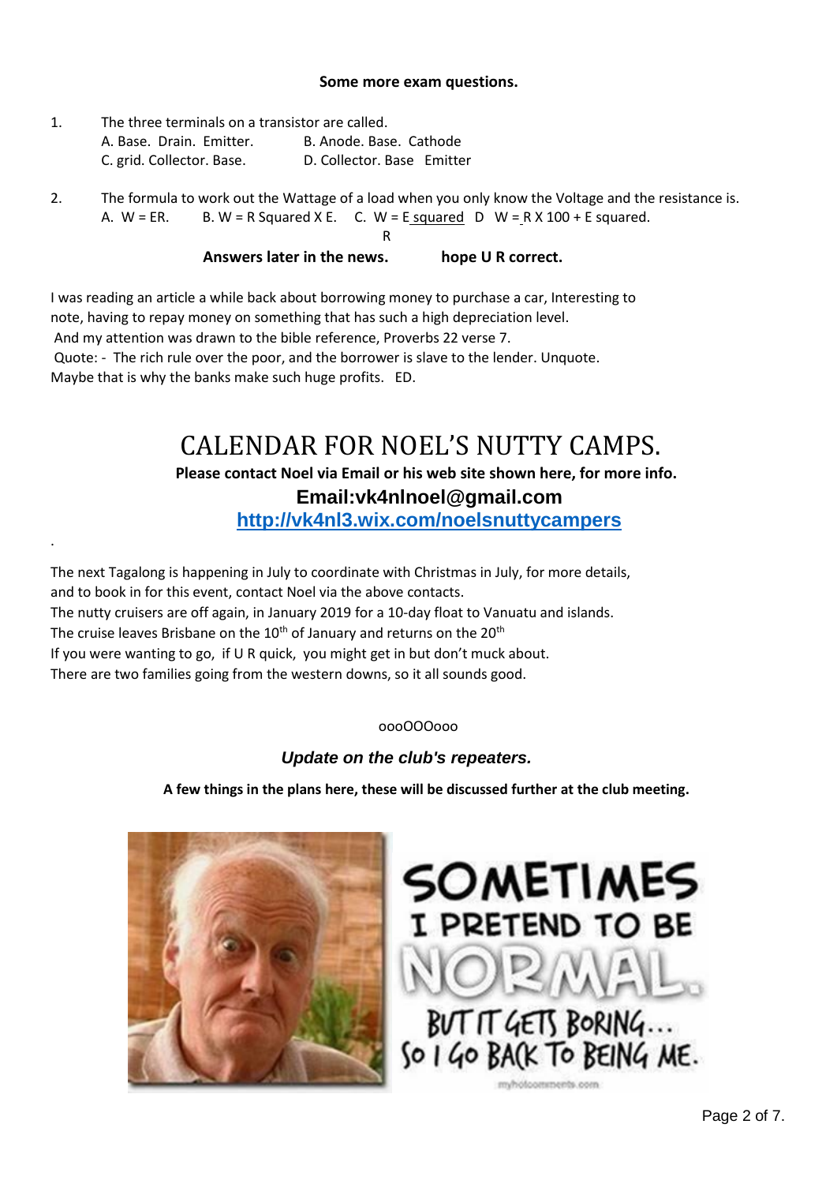**Some more exam questions.**

1. The three terminals on a transistor are called.
   A. Base. Drain. Emitter. B. Anode. Base. Cathode
   C. grid. Collector. Base. D. Collector. Base Emitter

2. The formula to work out the Wattage of a load when you only know the Voltage and the resistance is.
   A. W = ER. B. W = R Squared X E. C. W = E squared / R D W = R X 100 + E squared.

**Answers later in the news. hope U R correct.**

I was reading an article a while back about borrowing money to purchase a car, Interesting to note, having to repay money on something that has such a high depreciation level.
And my attention was drawn to the bible reference, Proverbs 22 verse 7.
Quote: - The rich rule over the poor, and the borrower is slave to the lender. Unquote.
Maybe that is why the banks make such huge profits. ED.

# CALENDAR FOR NOEL'S NUTTY CAMPS.

**Please contact Noel via Email or his web site shown here, for more info.**

**Email:vk4nlnoel@gmail.com**

**http://vk4nl3.wix.com/noelsnuttycampers**

The next Tagalong is happening in July to coordinate with Christmas in July, for more details, and to book in for this event, contact Noel via the above contacts.
The nutty cruisers are off again, in January 2019 for a 10-day float to Vanuatu and islands.
The cruise leaves Brisbane on the 10th of January and returns on the 20th
If you were wanting to go, if U R quick, you might get in but don't muck about.
There are two families going from the western downs, so it all sounds good.

oooOOOooo

***Update on the club's repeaters.***

**A few things in the plans here, these will be discussed further at the club meeting.**

SOMETIMES I PRETEND TO BE NORMAL. BUT IT GETS BORING... SO I GO BACK TO BEING ME.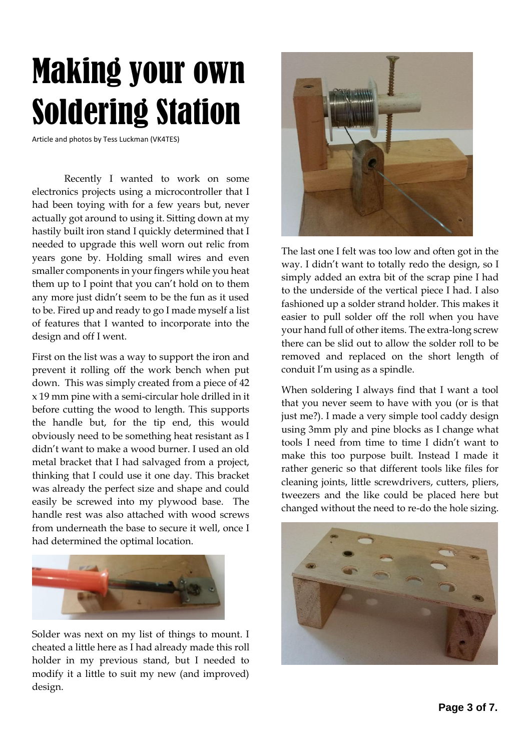# Making your own Soldering Station

Article and photos by Tess Luckman (VK4TES)

Recently I wanted to work on some electronics projects using a microcontroller that I had been toying with for a few years but, never actually got around to using it. Sitting down at my hastily built iron stand I quickly determined that I needed to upgrade this well worn out relic from years gone by. Holding small wires and even smaller components in your fingers while you heat them up to I point that you can't hold on to them any more just didn't seem to be the fun as it used to be. Fired up and ready to go I made myself a list of features that I wanted to incorporate into the design and off I went.

First on the list was a way to support the iron and prevent it rolling off the work bench when put down. This was simply created from a piece of 42 x 19 mm pine with a semi-circular hole drilled in it before cutting the wood to length. This supports the handle but, for the tip end, this would obviously need to be something heat resistant as I didn't want to make a wood burner. I used an old metal bracket that I had salvaged from a project, thinking that I could use it one day. This bracket was already the perfect size and shape and could easily be screwed into my plywood base. The handle rest was also attached with wood screws from underneath the base to secure it well, once I had determined the optimal location.

Solder was next on my list of things to mount. I cheated a little here as I had already made this roll holder in my previous stand, but I needed to modify it a little to suit my new (and improved) design.

The last one I felt was too low and often got in the way. I didn't want to totally redo the design, so I simply added an extra bit of the scrap pine I had to the underside of the vertical piece I had. I also fashioned up a solder strand holder. This makes it easier to pull solder off the roll when you have your hand full of other items. The extra-long screw there can be slid out to allow the solder roll to be removed and replaced on the short length of conduit I'm using as a spindle.

When soldering I always find that I want a tool that you never seem to have with you (or is that just me?). I made a very simple tool caddy design using 3mm ply and pine blocks as I change what tools I need from time to time I didn't want to make this too purpose built. Instead I made it rather generic so that different tools like files for cleaning joints, little screwdrivers, cutters, pliers, tweezers and the like could be placed here but changed without the need to re-do the hole sizing.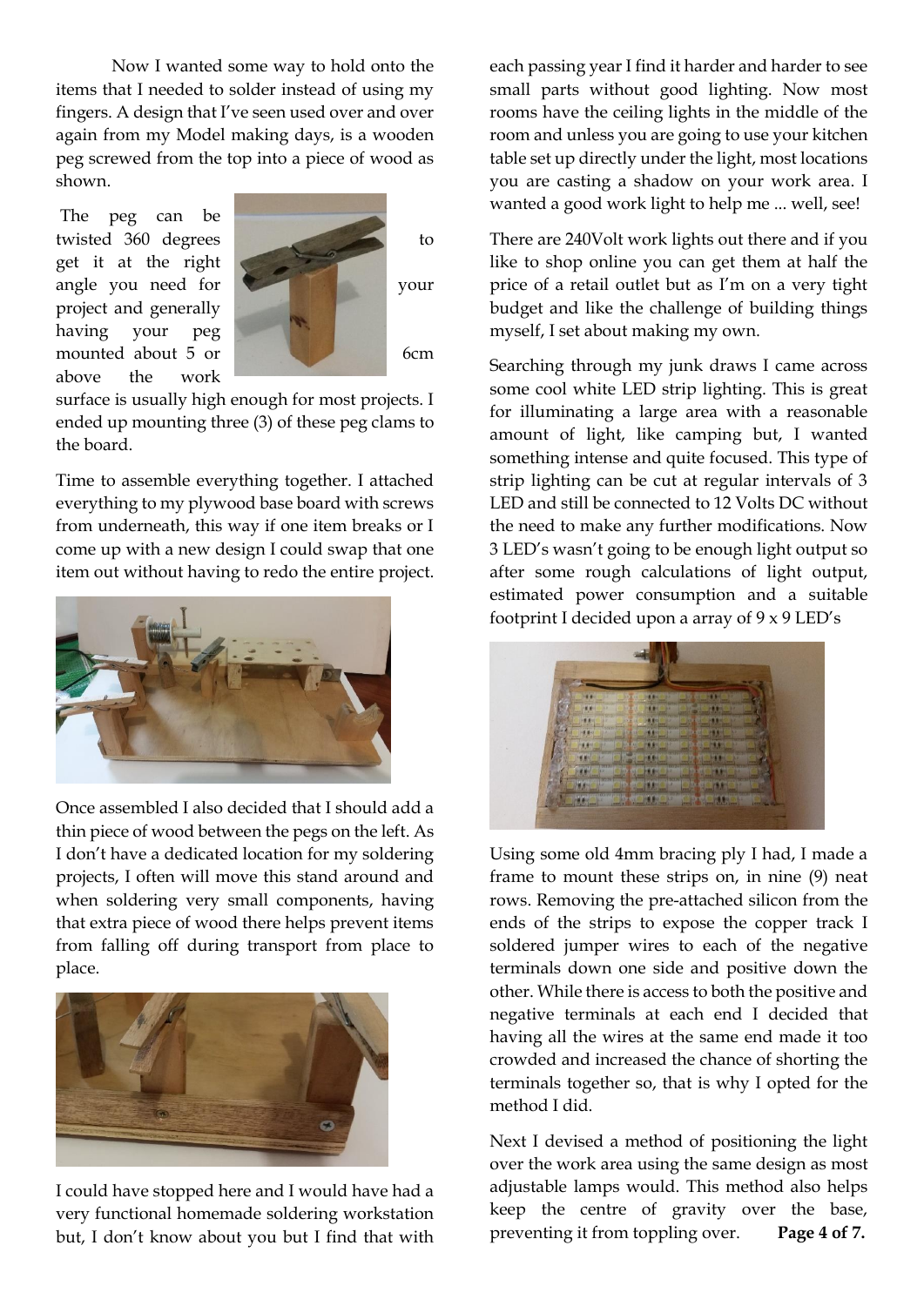Now I wanted some way to hold onto the items that I needed to solder instead of using my fingers. A design that I've seen used over and over again from my Model making days, is a wooden peg screwed from the top into a piece of wood as shown.

The peg can be twisted 360 degrees to get it at the right angle you need for your project and generally having your peg mounted about 5 or 6cm above the work surface is usually high enough for most projects. I ended up mounting three (3) of these peg clams to the board.

Time to assemble everything together. I attached everything to my plywood base board with screws from underneath, this way if one item breaks or I come up with a new design I could swap that one item out without having to redo the entire project.

Once assembled I also decided that I should add a thin piece of wood between the pegs on the left. As I don't have a dedicated location for my soldering projects, I often will move this stand around and when soldering very small components, having that extra piece of wood there helps prevent items from falling off during transport from place to place.

I could have stopped here and I would have had a very functional homemade soldering workstation but, I don't know about you but I find that with each passing year I find it harder and harder to see small parts without good lighting. Now most rooms have the ceiling lights in the middle of the room and unless you are going to use your kitchen table set up directly under the light, most locations you are casting a shadow on your work area. I wanted a good work light to help me ... well, see!

There are 240Volt work lights out there and if you like to shop online you can get them at half the price of a retail outlet but as I'm on a very tight budget and like the challenge of building things myself, I set about making my own.

Searching through my junk draws I came across some cool white LED strip lighting. This is great for illuminating a large area with a reasonable amount of light, like camping but, I wanted something intense and quite focused. This type of strip lighting can be cut at regular intervals of 3 LED and still be connected to 12 Volts DC without the need to make any further modifications. Now 3 LED's wasn't going to be enough light output so after some rough calculations of light output, estimated power consumption and a suitable footprint I decided upon a array of 9 x 9 LED's

Using some old 4mm bracing ply I had, I made a frame to mount these strips on, in nine (9) neat rows. Removing the pre-attached silicon from the ends of the strips to expose the copper track I soldered jumper wires to each of the negative terminals down one side and positive down the other. While there is access to both the positive and negative terminals at each end I decided that having all the wires at the same end made it too crowded and increased the chance of shorting the terminals together so, that is why I opted for the method I did.

Next I devised a method of positioning the light over the work area using the same design as most adjustable lamps would. This method also helps keep the centre of gravity over the base, preventing it from toppling over.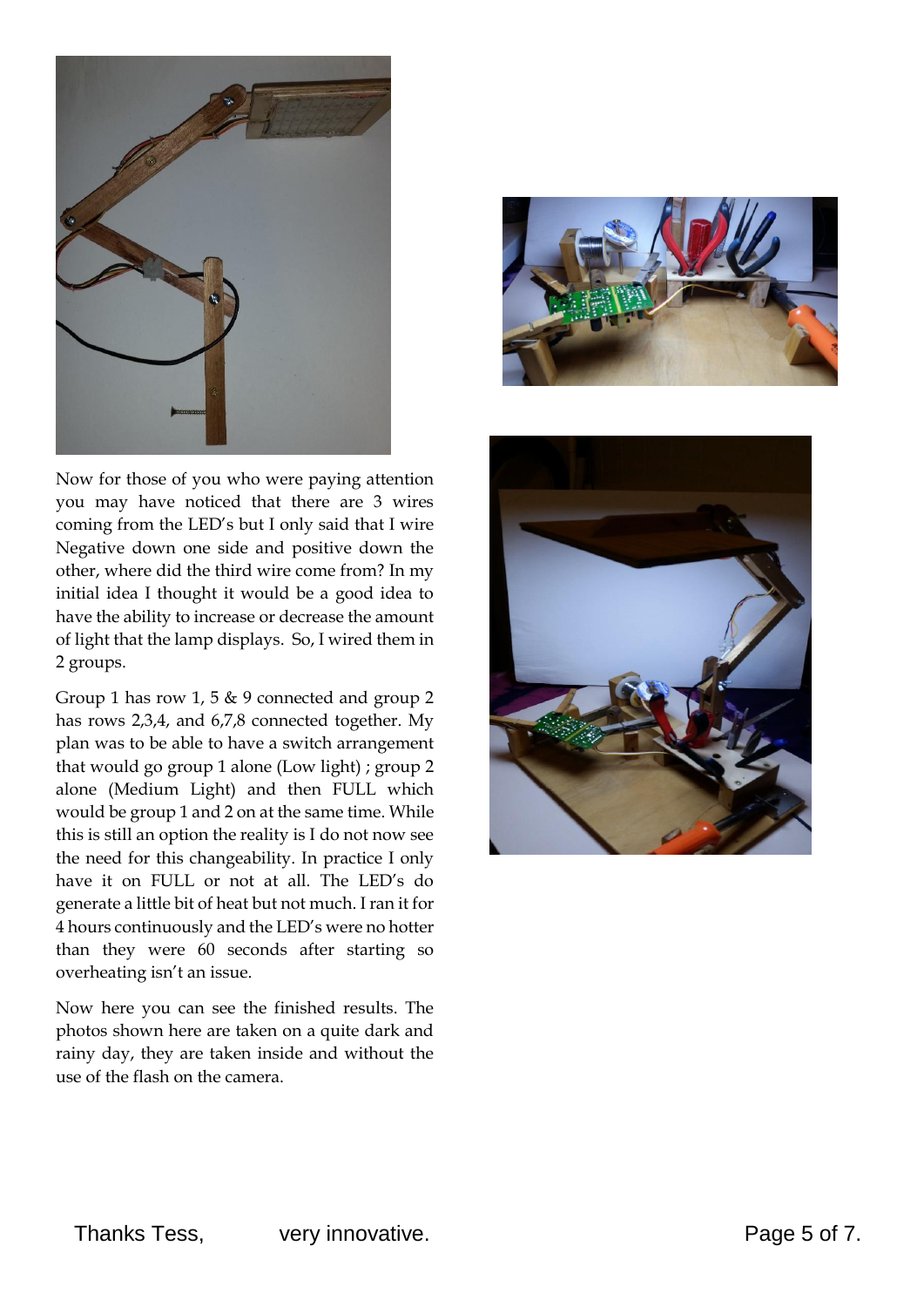Now for those of you who were paying attention you may have noticed that there are 3 wires coming from the LED's but I only said that I wire Negative down one side and positive down the other, where did the third wire come from? In my initial idea I thought it would be a good idea to have the ability to increase or decrease the amount of light that the lamp displays. So, I wired them in 2 groups.

Group 1 has row 1, 5 & 9 connected and group 2 has rows 2,3,4, and 6,7,8 connected together. My plan was to be able to have a switch arrangement that would go group 1 alone (Low light) ; group 2 alone (Medium Light) and then FULL which would be group 1 and 2 on at the same time. While this is still an option the reality is I do not now see the need for this changeability. In practice I only have it on FULL or not at all. The LED's do generate a little bit of heat but not much. I ran it for 4 hours continuously and the LED's were no hotter than they were 60 seconds after starting so overheating isn't an issue.

Now here you can see the finished results. The photos shown here are taken on a quite dark and rainy day, they are taken inside and without the use of the flash on the camera.

Thanks Tess, very innovative.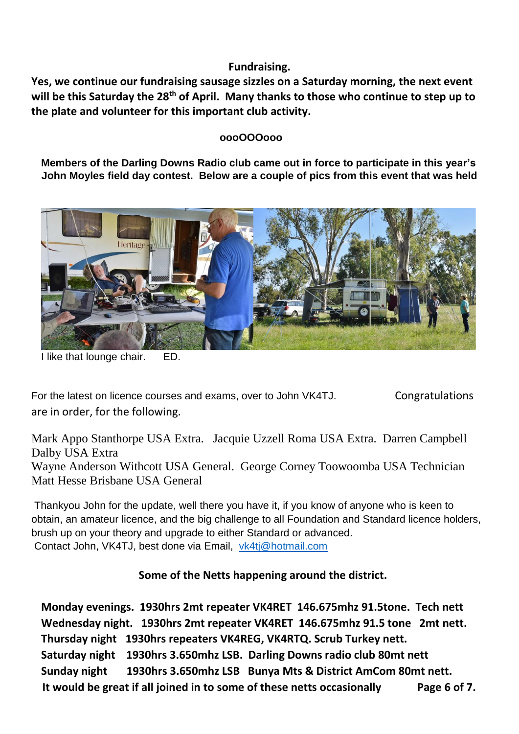## Fundraising.

**Yes, we continue our fundraising sausage sizzles on a Saturday morning, the next event will be this Saturday the 28th of April. Many thanks to those who continue to step up to the plate and volunteer for this important club activity.**

**oooOOOooo**

**Members of the Darling Downs Radio club came out in force to participate in this year's John Moyles field day contest. Below are a couple of pics from this event that was held**

I like that lounge chair. ED.

For the latest on licence courses and exams, over to John VK4TJ. Congratulations are in order, for the following.

Mark Appo Stanthorpe USA Extra. Jacquie Uzzell Roma USA Extra. Darren Campbell Dalby USA Extra
Wayne Anderson Withcott USA General. George Corney Toowoomba USA Technician
Matt Hesse Brisbane USA General

Thankyou John for the update, well there you have it, if you know of anyone who is keen to obtain, an amateur licence, and the big challenge to all Foundation and Standard licence holders, brush up on your theory and upgrade to either Standard or advanced.
Contact John, VK4TJ, best done via Email, vk4tj@hotmail.com

### Some of the Netts happening around the district.

**Monday evenings. 1930hrs 2mt repeater VK4RET 146.675mhz 91.5tone. Tech nett**
**Wednesday night. 1930hrs 2mt repeater VK4RET 146.675mhz 91.5 tone 2mt nett.**
**Thursday night 1930hrs repeaters VK4REG, VK4RTQ. Scrub Turkey nett.**
**Saturday night 1930hrs 3.650mhz LSB. Darling Downs radio club 80mt nett**
**Sunday night 1930hrs 3.650mhz LSB Bunya Mts & District AmCom 80mt nett.**
**It would be great if all joined in to some of these netts occasionally**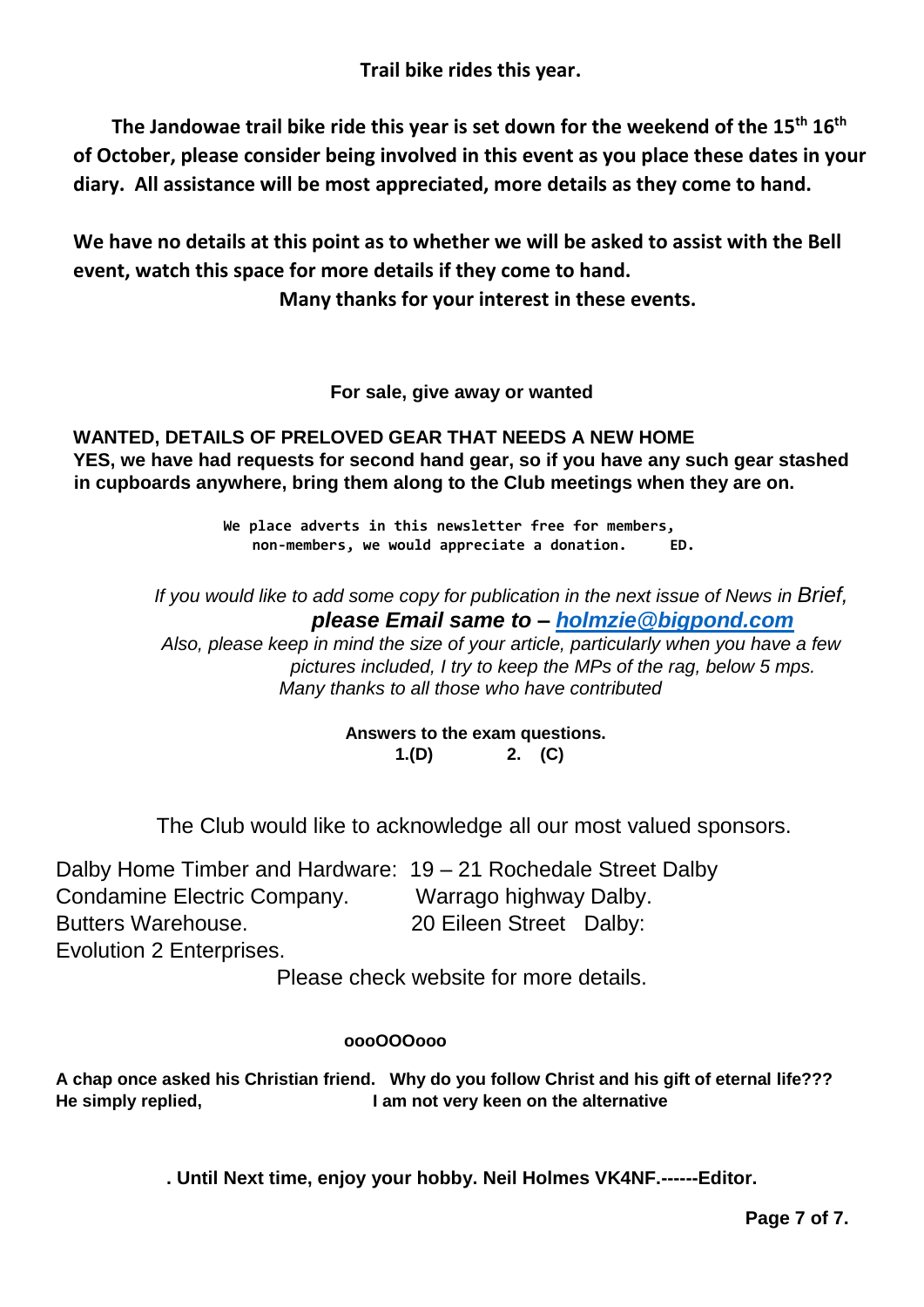**Trail bike rides this year.**

**The Jandowae trail bike ride this year is set down for the weekend of the 15th 16th of October, please consider being involved in this event as you place these dates in your diary. All assistance will be most appreciated, more details as they come to hand.**

**We have no details at this point as to whether we will be asked to assist with the Bell event, watch this space for more details if they come to hand.**

**Many thanks for your interest in these events.**

**For sale, give away or wanted**

**WANTED, DETAILS OF PRELOVED GEAR THAT NEEDS A NEW HOME**
**YES, we have had requests for second hand gear, so if you have any such gear stashed in cupboards anywhere, bring them along to the Club meetings when they are on.**

**We place adverts in this newsletter free for members, non-members, we would appreciate a donation. ED.**

*If you would like to add some copy for publication in the next issue of News in Brief,*
***please Email same to – [holmzie@bigpond.com](mailto:holmzie@bigpond.com)***
*Also, please keep in mind the size of your article, particularly when you have a few pictures included, I try to keep the MPs of the rag, below 5 mps.*
*Many thanks to all those who have contributed*

**Answers to the exam questions.**
**1.(D) 2. (C)**

The Club would like to acknowledge all our most valued sponsors.

Dalby Home Timber and Hardware: 19 – 21 Rochedale Street Dalby
Condamine Electric Company. Warrago highway Dalby.
Butters Warehouse. 20 Eileen Street Dalby:
Evolution 2 Enterprises.

Please check website for more details.

**oooOOOooo**

**A chap once asked his Christian friend. Why do you follow Christ and his gift of eternal life???**
**He simply replied, I am not very keen on the alternative**

**. Until Next time, enjoy your hobby. Neil Holmes VK4NF.------Editor.**